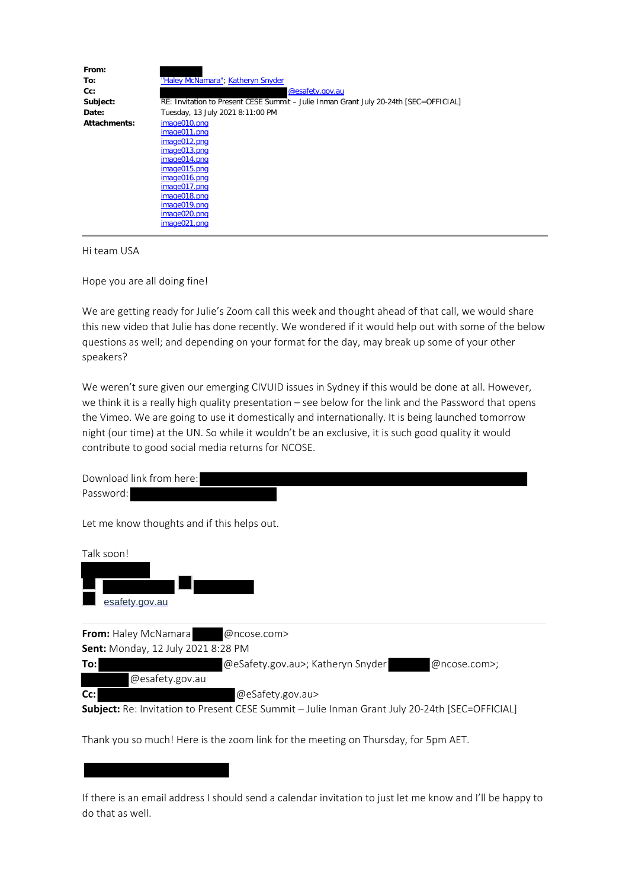| | |
|---|---|
| **From:** | |
| **To:** | "Haley McNamara"; Katheryn Snyder |
| **Cc:** | @esafety.gov.au |
| **Subject:** | RE: Invitation to Present CESE Summit – Julie Inman Grant July 20-24th [SEC=OFFICIAL] |
| **Date:** | Tuesday, 13 July 2021 8:11:00 PM |
| **Attachments:** | image010.png<br>image011.png<br>image012.png<br>image013.png<br>image014.png<br>image015.png<br>image016.png<br>image017.png<br>image018.png<br>image019.png<br>image020.png<br>image021.png |

---

Hi team USA

Hope you are all doing fine!

We are getting ready for Julie's Zoom call this week and thought ahead of that call, we would share this new video that Julie has done recently. We wondered if it would help out with some of the below questions as well; and depending on your format for the day, may break up some of your other speakers?

We weren't sure given our emerging CIVUID issues in Sydney if this would be done at all. However, we think it is a really high quality presentation – see below for the link and the Password that opens the Vimeo. We are going to use it domestically and internationally. It is being launched tomorrow night (our time) at the UN. So while it wouldn't be an exclusive, it is such good quality it would contribute to good social media returns for NCOSE.

Download link from here:
Password:

Let me know thoughts and if this helps out.

Talk soon!

esafety.gov.au

---

**From:** Haley McNamara @ncose.com>
**Sent:** Monday, 12 July 2021 8:28 PM
**To:** @eSafety.gov.au>; Katheryn Snyder @ncose.com>; @esafety.gov.au
**Cc:** @eSafety.gov.au>
**Subject:** Re: Invitation to Present CESE Summit – Julie Inman Grant July 20-24th [SEC=OFFICIAL]

Thank you so much! Here is the zoom link for the meeting on Thursday, for 5pm AET.

If there is an email address I should send a calendar invitation to just let me know and I'll be happy to do that as well.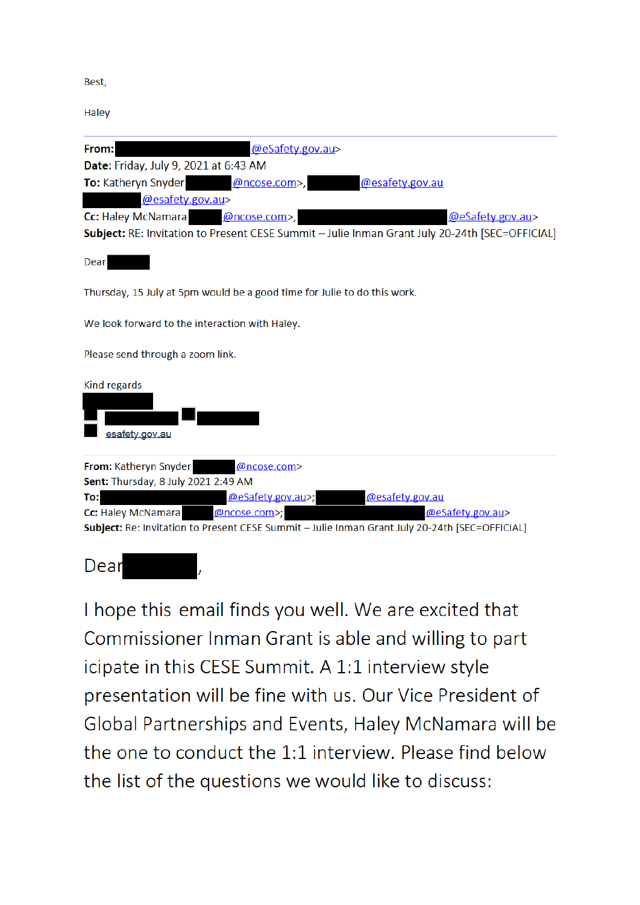Best,

Haley

---

**From:** @eSafety.gov.au>
**Date:** Friday, July 9, 2021 at 6:43 AM
**To:** Katheryn Snyder @ncose.com>, @esafety.gov.au @esafety.gov.au>
**Cc:** Haley McNamara @ncose.com>, @eSafety.gov.au>
**Subject:** RE: Invitation to Present CESE Summit – Julie Inman Grant July 20-24th [SEC=OFFICIAL]

Dear

Thursday, 15 July at 5pm would be a good time for Julie to do this work.

We look forward to the interaction with Haley.

Please send through a zoom link.

Kind regards

esafety.gov.au

---

**From:** Katheryn Snyder @ncose.com>
**Sent:** Thursday, 8 July 2021 2:49 AM
**To:** @eSafety.gov.au>; @esafety.gov.au
**Cc:** Haley McNamara @ncose.com>; @eSafety.gov.au>
**Subject:** Re: Invitation to Present CESE Summit – Julie Inman Grant July 20-24th [SEC=OFFICIAL]

Dear ,

I hope this email finds you well. We are excited that Commissioner Inman Grant is able and willing to participate in this CESE Summit. A 1:1 interview style presentation will be fine with us. Our Vice President of Global Partnerships and Events, Haley McNamara will be the one to conduct the 1:1 interview. Please find below the list of the questions we would like to discuss: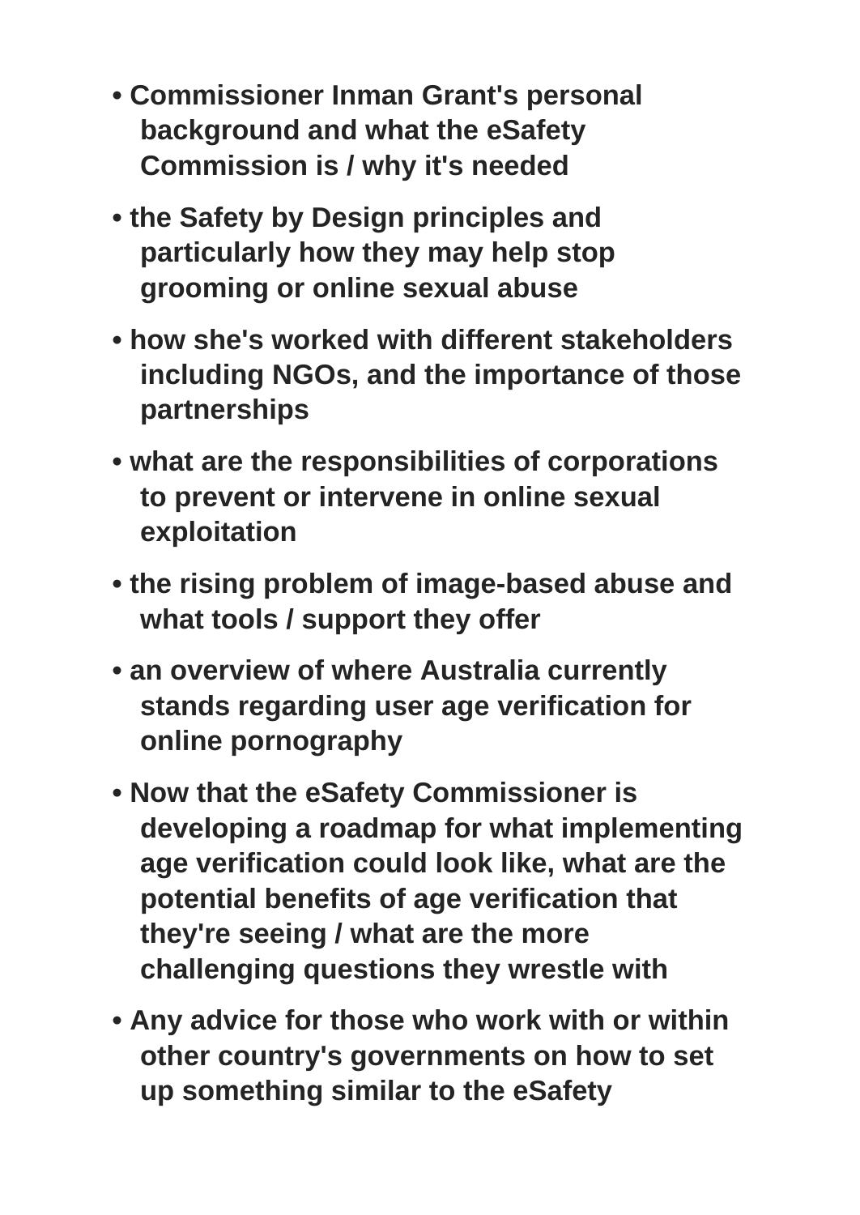- **Commissioner Inman Grant's personal background and what the eSafety Commission is / why it's needed**
- **the Safety by Design principles and particularly how they may help stop grooming or online sexual abuse**
- **how she's worked with different stakeholders including NGOs, and the importance of those partnerships**
- **what are the responsibilities of corporations to prevent or intervene in online sexual exploitation**
- **the rising problem of image-based abuse and what tools / support they offer**
- **an overview of where Australia currently stands regarding user age verification for online pornography**
- **Now that the eSafety Commissioner is developing a roadmap for what implementing age verification could look like, what are the potential benefits of age verification that they're seeing / what are the more challenging questions they wrestle with**
- **Any advice for those who work with or within other country's governments on how to set up something similar to the eSafety**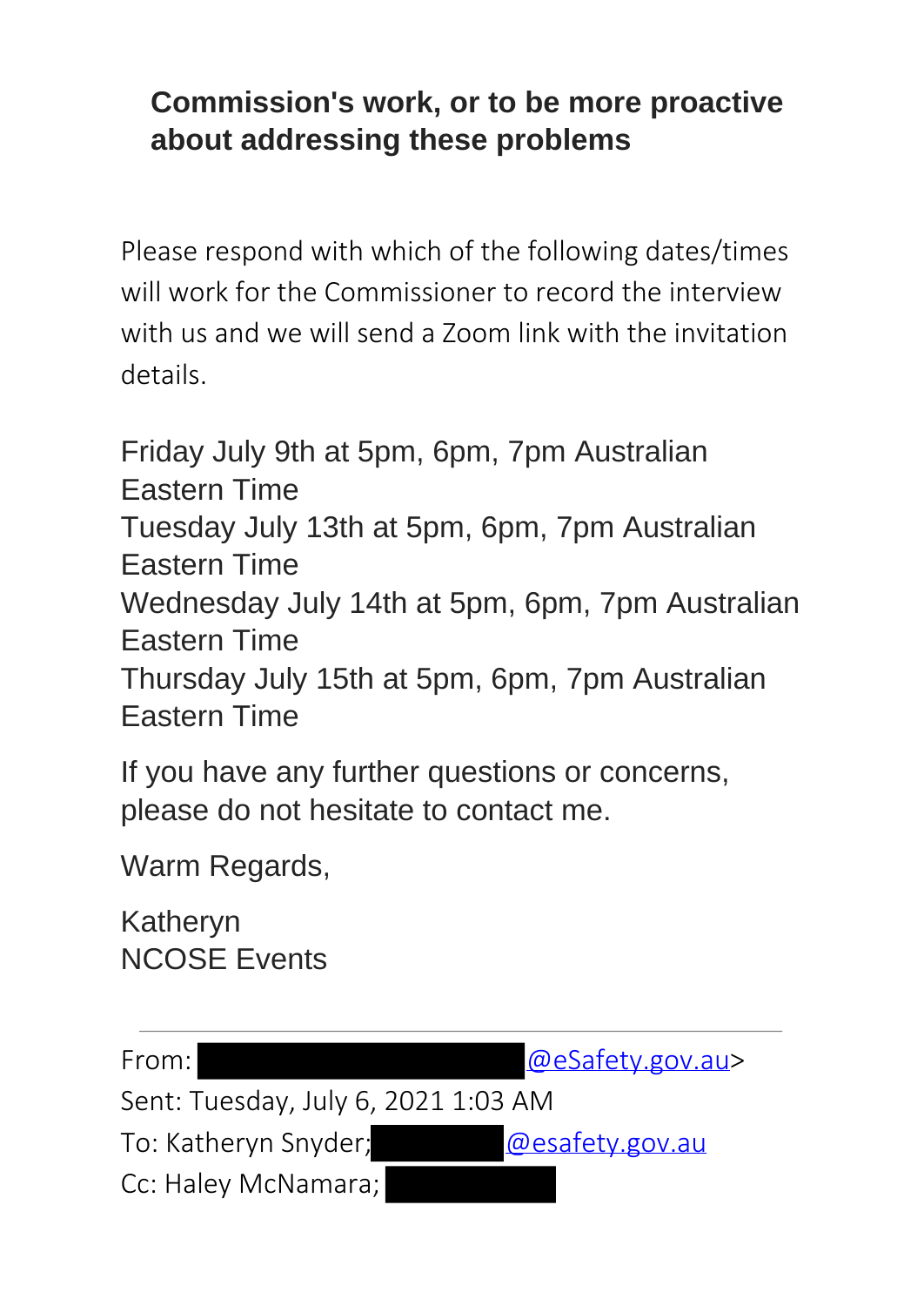**Commission's work, or to be more proactive about addressing these problems**

Please respond with which of the following dates/times will work for the Commissioner to record the interview with us and we will send a Zoom link with the invitation details.

Friday July 9th at 5pm, 6pm, 7pm Australian Eastern Time
Tuesday July 13th at 5pm, 6pm, 7pm Australian Eastern Time
Wednesday July 14th at 5pm, 6pm, 7pm Australian Eastern Time
Thursday July 15th at 5pm, 6pm, 7pm Australian Eastern Time

If you have any further questions or concerns, please do not hesitate to contact me.

Warm Regards,

Katheryn
NCOSE Events

---

From: █████████████@eSafety.gov.au>
Sent: Tuesday, July 6, 2021 1:03 AM
To: Katheryn Snyder; ████████@esafety.gov.au
Cc: Haley McNamara; ████████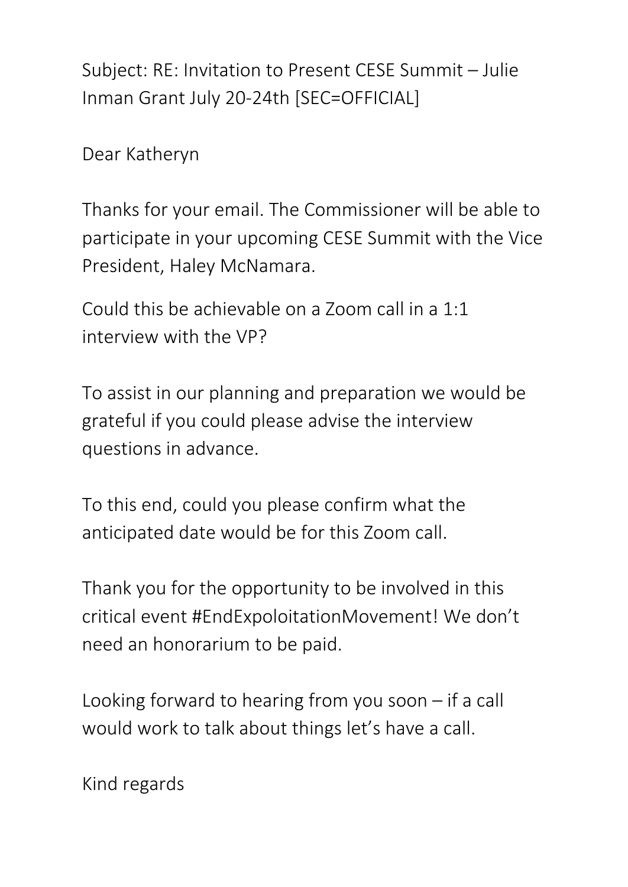Subject: RE: Invitation to Present CESE Summit – Julie Inman Grant July 20-24th [SEC=OFFICIAL]

Dear Katheryn

Thanks for your email. The Commissioner will be able to participate in your upcoming CESE Summit with the Vice President, Haley McNamara.

Could this be achievable on a Zoom call in a 1:1 interview with the VP?

To assist in our planning and preparation we would be grateful if you could please advise the interview questions in advance.

To this end, could you please confirm what the anticipated date would be for this Zoom call.

Thank you for the opportunity to be involved in this critical event #EndExpoloitationMovement! We don't need an honorarium to be paid.

Looking forward to hearing from you soon – if a call would work to talk about things let's have a call.

Kind regards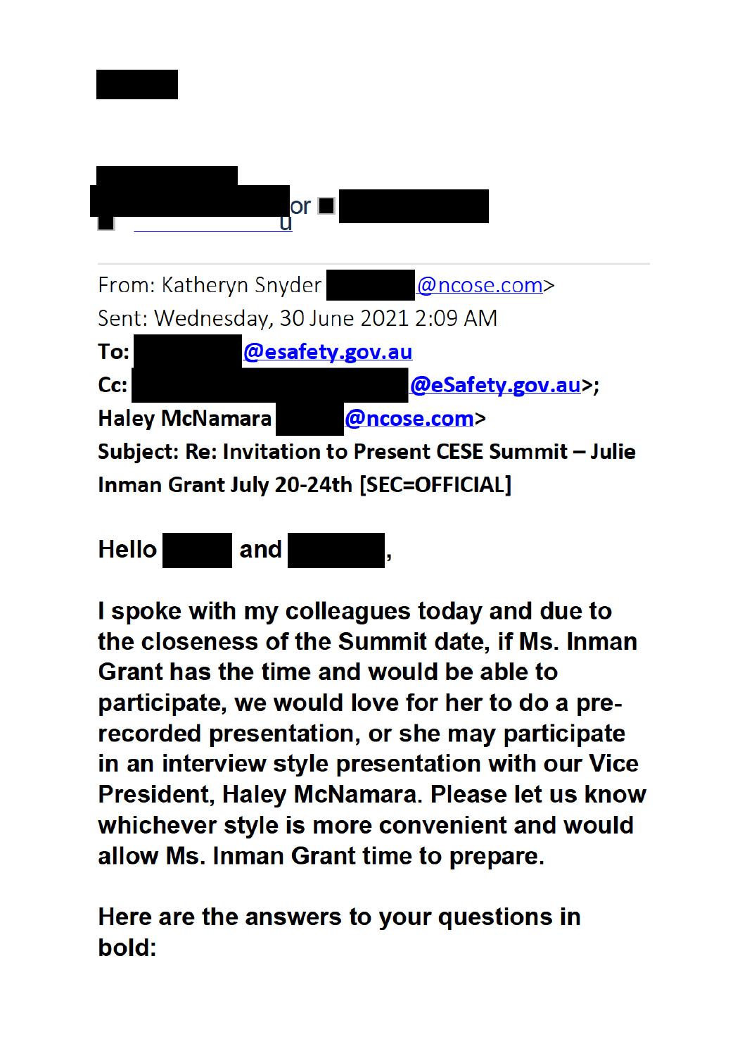or u

---

From: Katheryn Snyder @ncose.com>
Sent: Wednesday, 30 June 2021 2:09 AM
**To: @esafety.gov.au**
**Cc: @eSafety.gov.au>;**
**Haley McNamara @ncose.com>**
**Subject: Re: Invitation to Present CESE Summit – Julie Inman Grant July 20-24th [SEC=OFFICIAL]**

**Hello and ,**

**I spoke with my colleagues today and due to the closeness of the Summit date, if Ms. Inman Grant has the time and would be able to participate, we would love for her to do a pre-recorded presentation, or she may participate in an interview style presentation with our Vice President, Haley McNamara. Please let us know whichever style is more convenient and would allow Ms. Inman Grant time to prepare.**

**Here are the answers to your questions in bold:**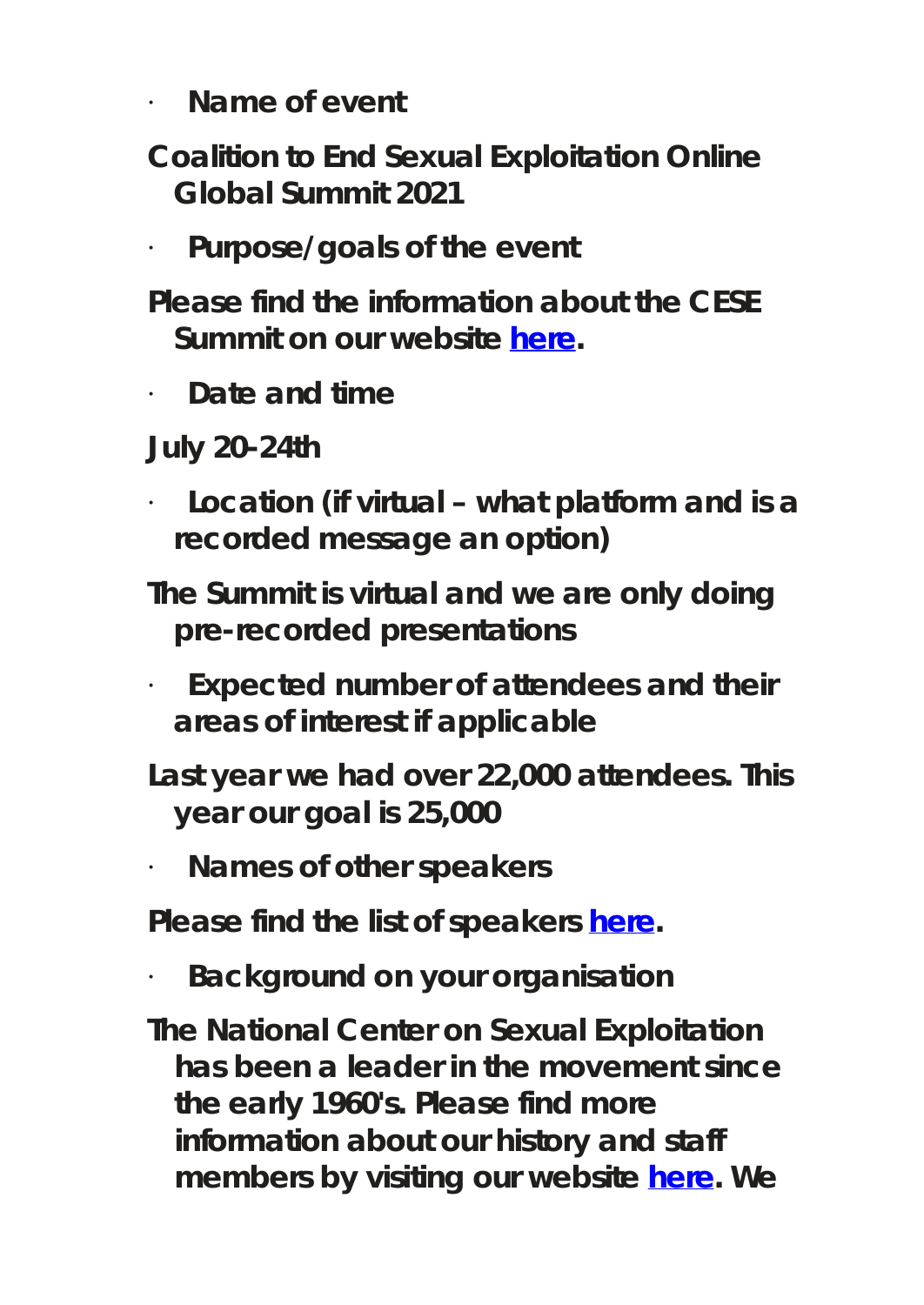- **Name of event**

**Coalition to End Sexual Exploitation Online Global Summit 2021**

- **Purpose/goals of the event**

**Please find the information about the CESE Summit on our website here.**

- **Date and time**

**July 20-24th**

- **Location (if virtual – what platform and is a recorded message an option)**

**The Summit is virtual and we are only doing pre-recorded presentations**

- **Expected number of attendees and their areas of interest if applicable**

**Last year we had over 22,000 attendees. This year our goal is 25,000**

- **Names of other speakers**

**Please find the list of speakers here.**

- **Background on your organisation**

**The National Center on Sexual Exploitation has been a leader in the movement since the early 1960's. Please find more information about our history and staff members by visiting our website here. We**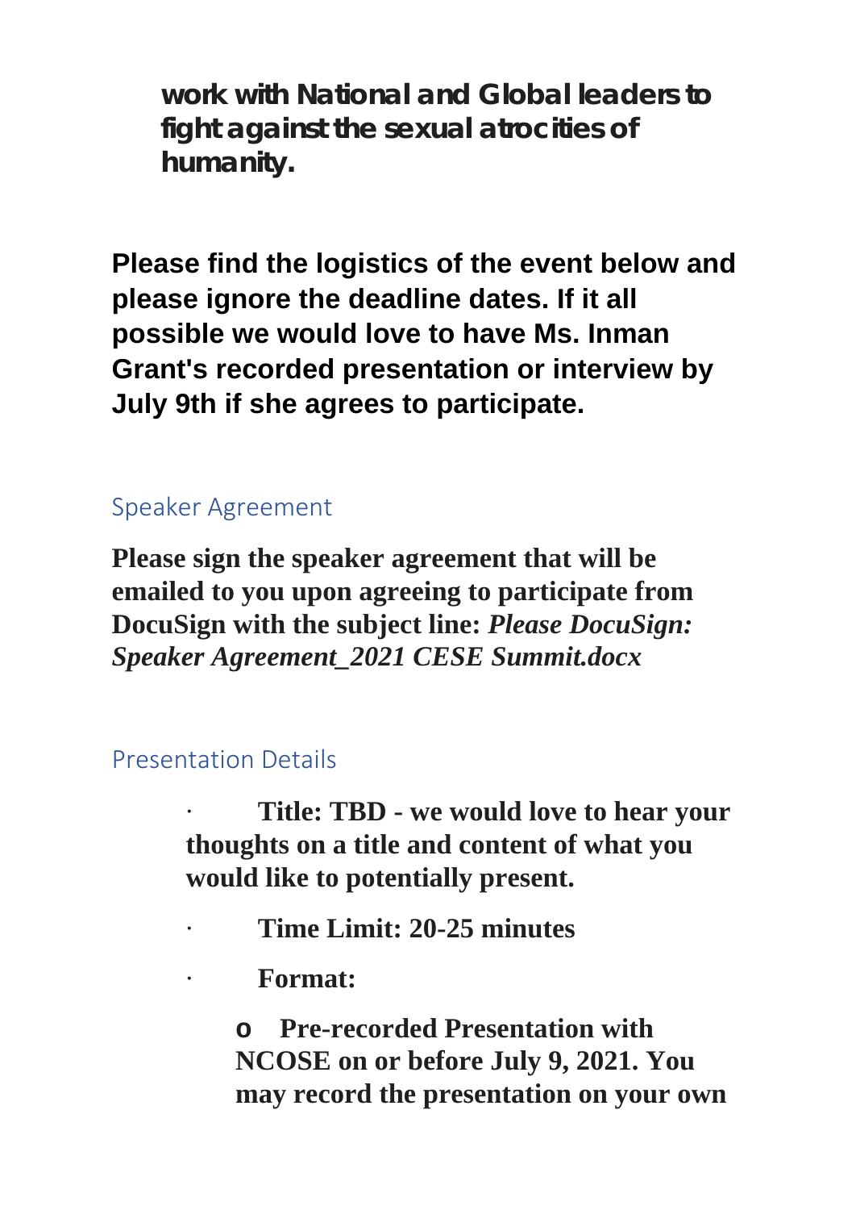**work with National and Global leaders to fight against the sexual atrocities of humanity.**

**Please find the logistics of the event below and please ignore the deadline dates. If it all possible we would love to have Ms. Inman Grant's recorded presentation or interview by July 9th if she agrees to participate.**

## Speaker Agreement

**Please sign the speaker agreement that will be emailed to you upon agreeing to participate from DocuSign with the subject line:** ***Please DocuSign: Speaker Agreement_2021 CESE Summit.docx***

## Presentation Details

- **Title: TBD - we would love to hear your thoughts on a title and content of what you would like to potentially present.**
- **Time Limit: 20-25 minutes**
- **Format:**
  - **Pre-recorded Presentation with NCOSE on or before July 9, 2021. You may record the presentation on your own**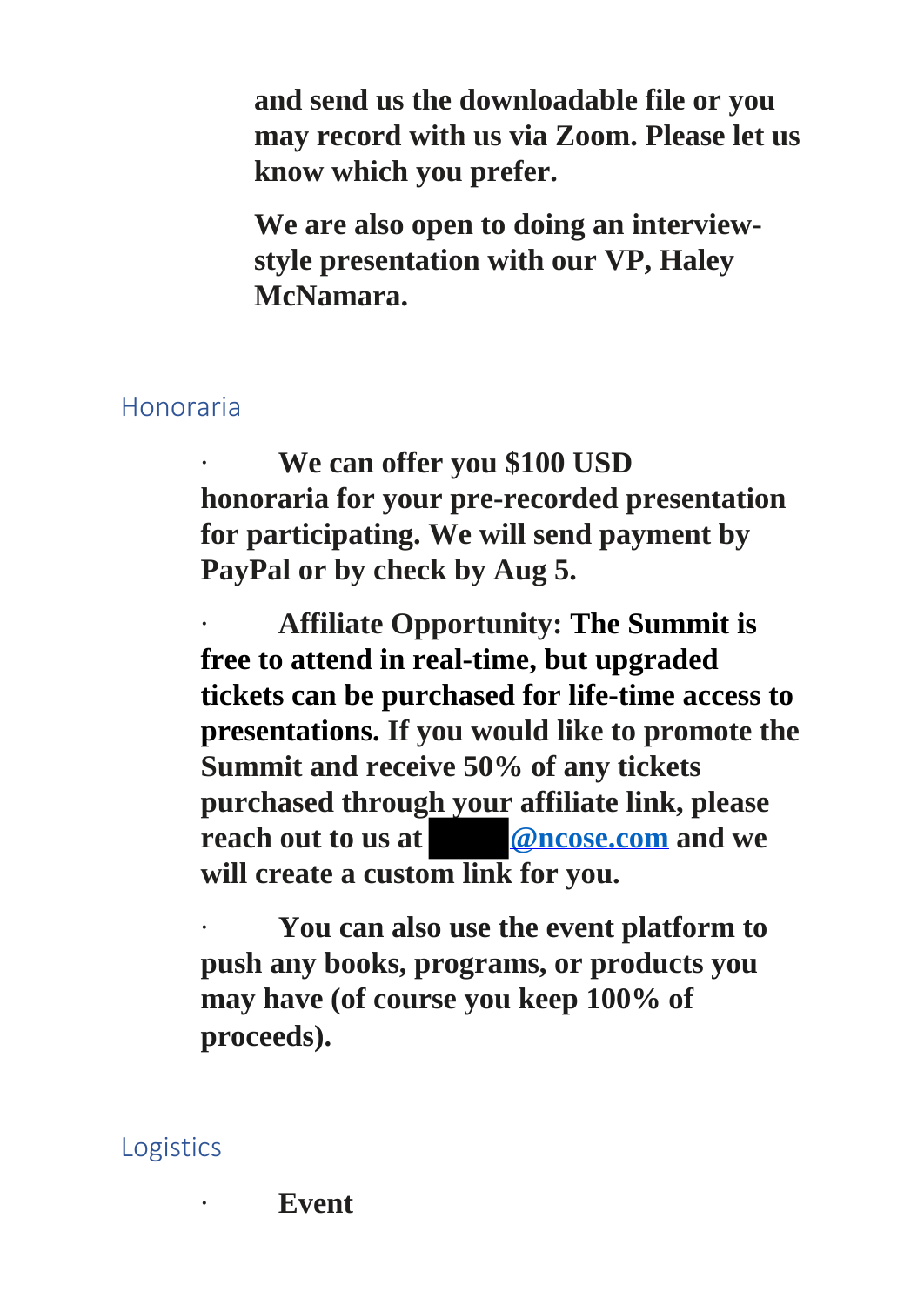**and send us the downloadable file or you may record with us via Zoom. Please let us know which you prefer.**

**We are also open to doing an interview-style presentation with our VP, Haley McNamara.**

## Honoraria

- **We can offer you $100 USD honoraria for your pre-recorded presentation for participating. We will send payment by PayPal or by check by Aug 5.**
- **Affiliate Opportunity: The Summit is free to attend in real-time, but upgraded tickets can be purchased for life-time access to presentations. If you would like to promote the Summit and receive 50% of any tickets purchased through your affiliate link, please reach out to us at ██████@ncose.com and we will create a custom link for you.**
- **You can also use the event platform to push any books, programs, or products you may have (of course you keep 100% of proceeds).**

## Logistics

- **Event**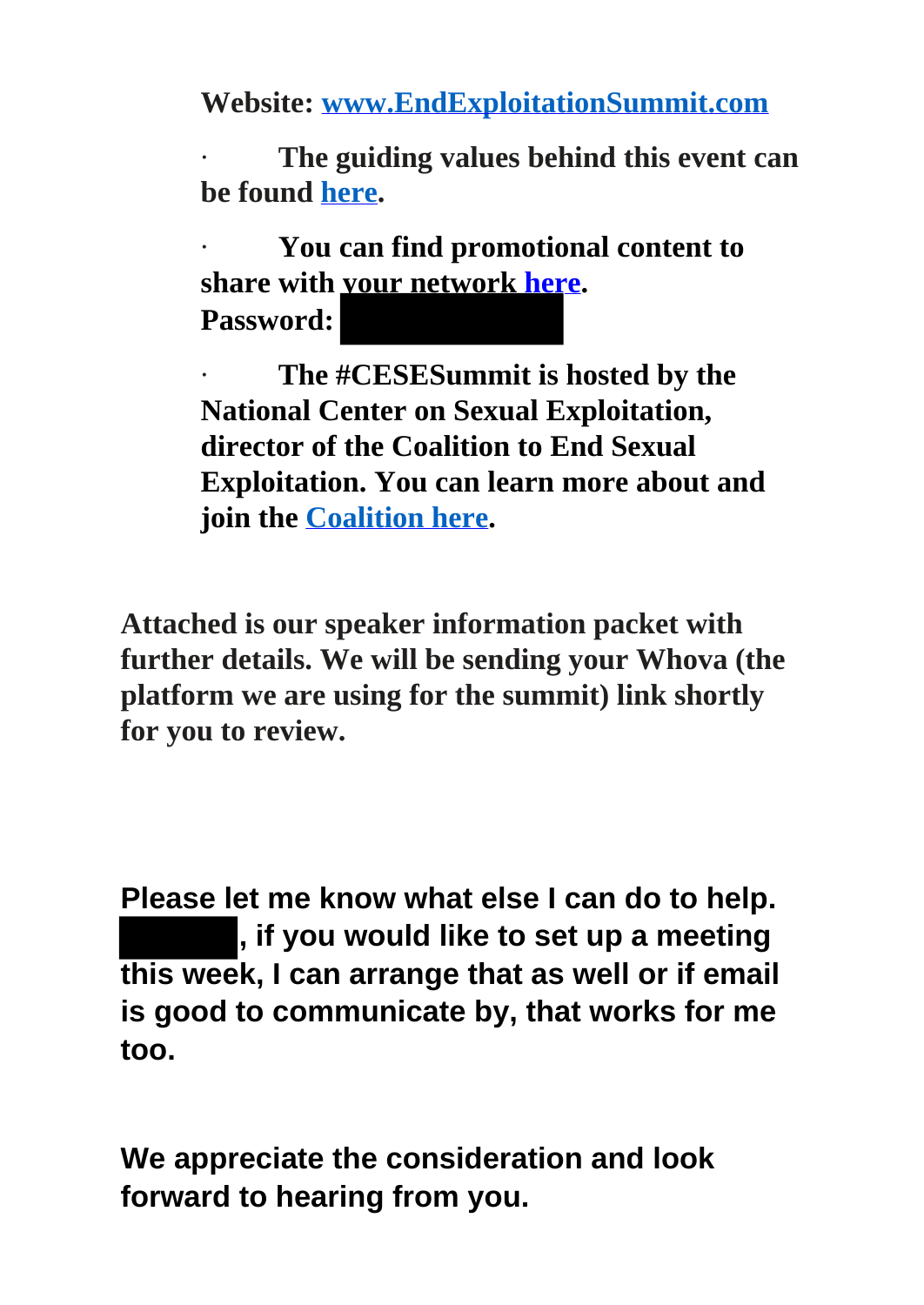**Website: [www.EndExploitationSummit.com](http://www.EndExploitationSummit.com)**

- **The guiding values behind this event can be found [here](#).**

- **You can find promotional content to share with your network [here](#).**
  **Password: [REDACTED]**

- **The #CESESummit is hosted by the National Center on Sexual Exploitation, director of the Coalition to End Sexual Exploitation. You can learn more about and join the [Coalition here](#).**

**Attached is our speaker information packet with further details. We will be sending your Whova (the platform we are using for the summit) link shortly for you to review.**

**Please let me know what else I can do to help. [REDACTED], if you would like to set up a meeting this week, I can arrange that as well or if email is good to communicate by, that works for me too.**

**We appreciate the consideration and look forward to hearing from you.**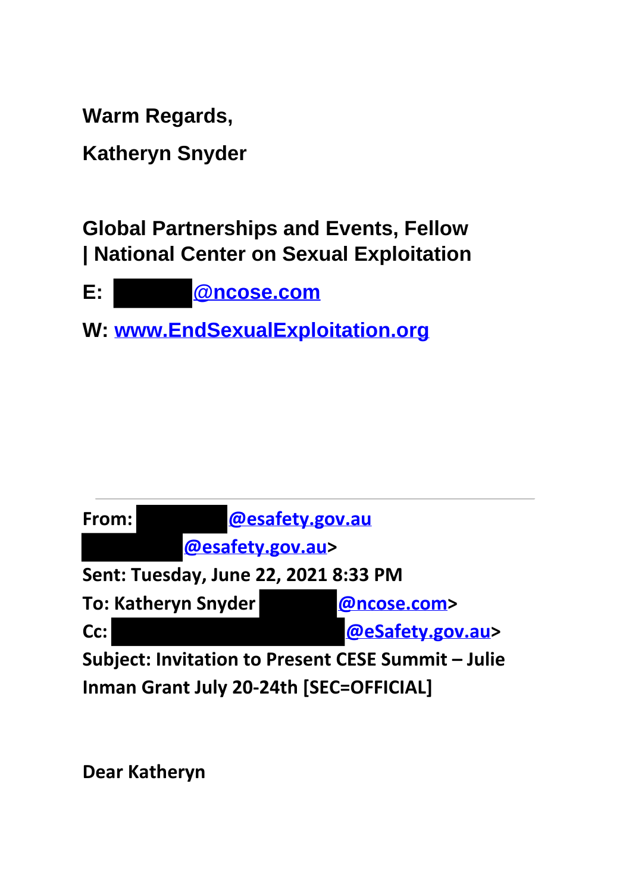**Warm Regards,**

**Katheryn Snyder**

**Global Partnerships and Events, Fellow | National Center on Sexual Exploitation**

**E: [REDACTED]@ncose.com**

**W: www.EndSexualExploitation.org**

---

**From:** [REDACTED]@esafety.gov.au [REDACTED]@esafety.gov.au>
**Sent:** Tuesday, June 22, 2021 8:33 PM
**To:** Katheryn Snyder [REDACTED]@ncose.com>
**Cc:** [REDACTED]@eSafety.gov.au>
**Subject:** Invitation to Present CESE Summit – Julie Inman Grant July 20-24th [SEC=OFFICIAL]

Dear Katheryn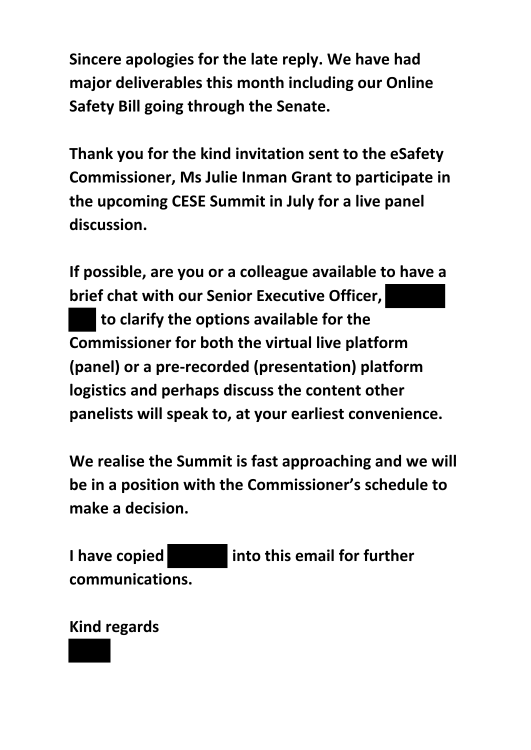**Sincere apologies for the late reply. We have had major deliverables this month including our Online Safety Bill going through the Senate.**

**Thank you for the kind invitation sent to the eSafety Commissioner, Ms Julie Inman Grant to participate in the upcoming CESE Summit in July for a live panel discussion.**

**If possible, are you or a colleague available to have a brief chat with our Senior Executive Officer, ████ ██ to clarify the options available for the Commissioner for both the virtual live platform (panel) or a pre-recorded (presentation) platform logistics and perhaps discuss the content other panelists will speak to, at your earliest convenience.**

**We realise the Summit is fast approaching and we will be in a position with the Commissioner's schedule to make a decision.**

**I have copied ████ into this email for further communications.**

**Kind regards**

███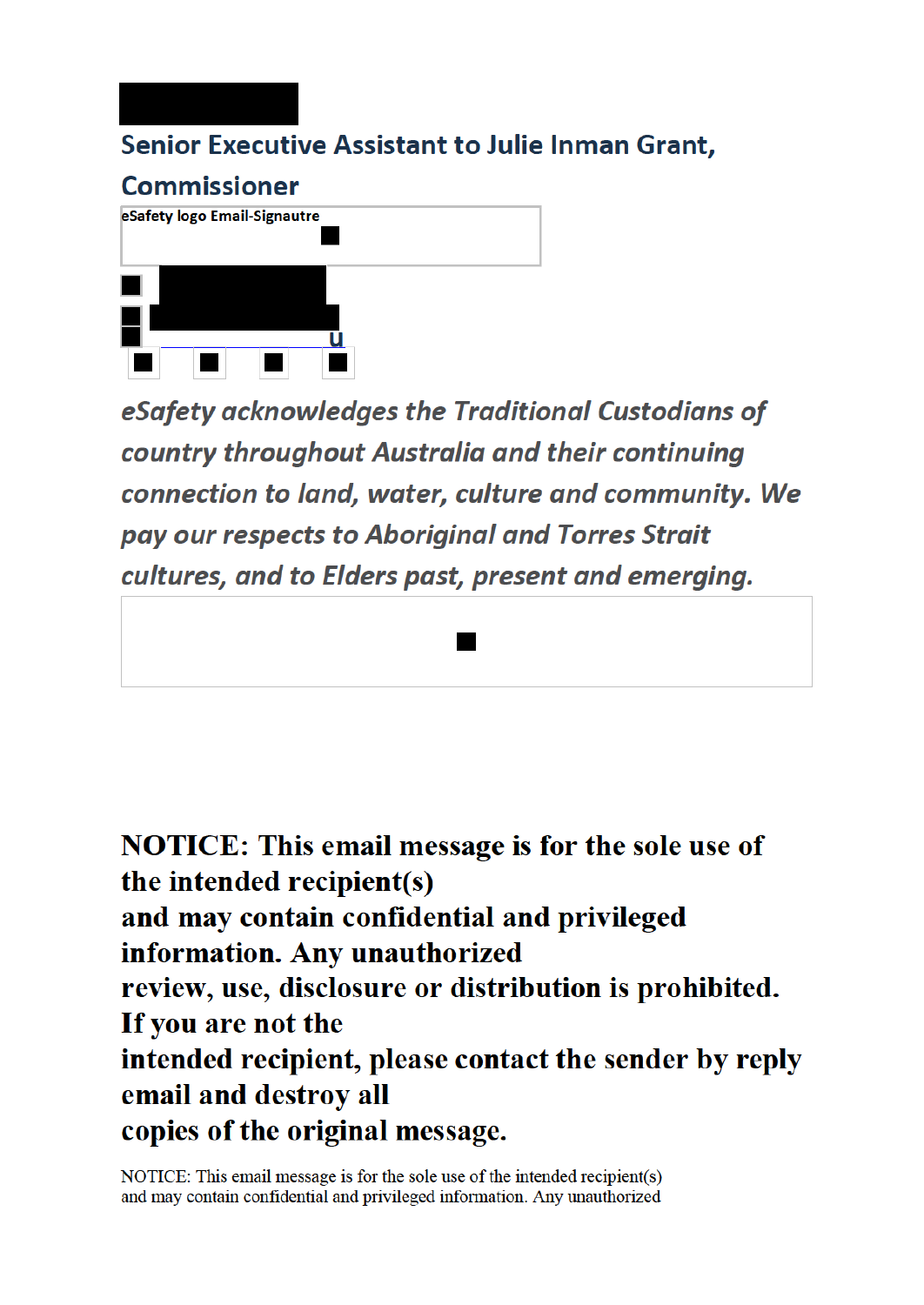**Senior Executive Assistant to Julie Inman Grant, Commissioner**

eSafety logo Email-Signautre

u

*eSafety acknowledges the Traditional Custodians of country throughout Australia and their continuing connection to land, water, culture and community. We pay our respects to Aboriginal and Torres Strait cultures, and to Elders past, present and emerging.*

**NOTICE: This email message is for the sole use of the intended recipient(s)**
**and may contain confidential and privileged information. Any unauthorized**
**review, use, disclosure or distribution is prohibited. If you are not the**
**intended recipient, please contact the sender by reply email and destroy all**
**copies of the original message.**

NOTICE: This email message is for the sole use of the intended recipient(s)
and may contain confidential and privileged information. Any unauthorized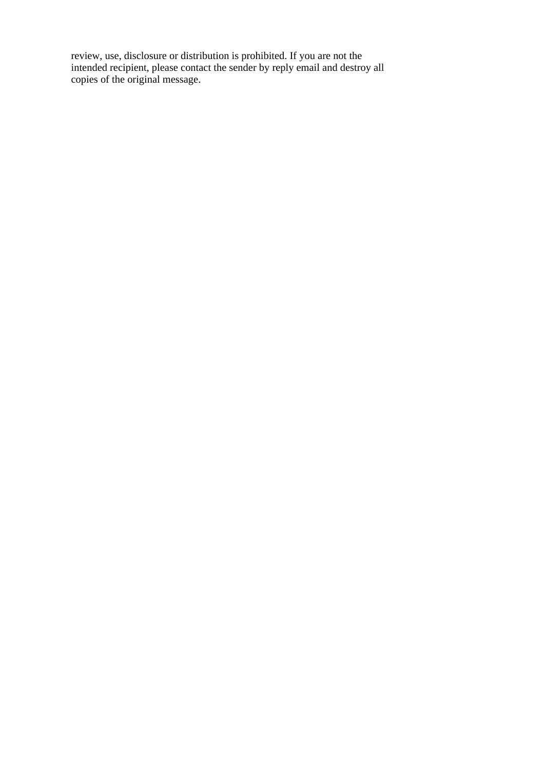review, use, disclosure or distribution is prohibited. If you are not the intended recipient, please contact the sender by reply email and destroy all copies of the original message.